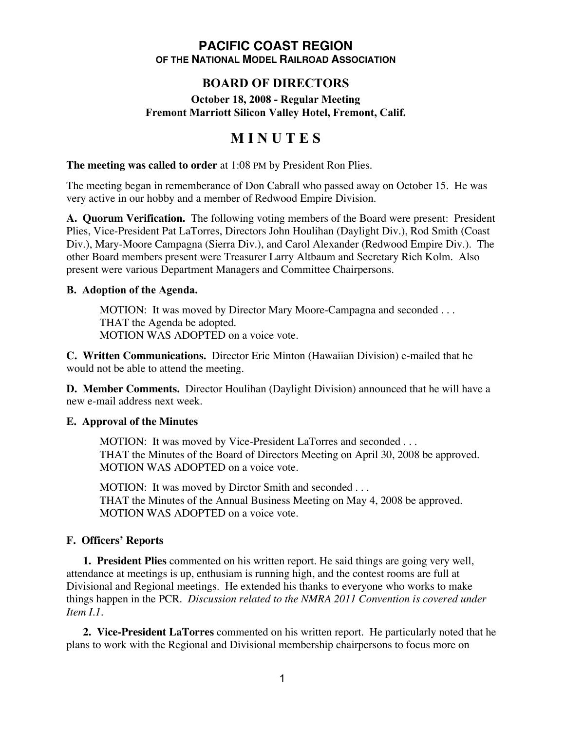# PACIFIC COAST REGION

## OF THE NATIONAL MODEL RAILROAD ASSOCIATION

## BOARD OF DIRECTORS

### October 18, 2008 - Regular Meeting
### Fremont Marriott Silicon Valley Hotel, Fremont, Calif.

# M I N U T E S

**The meeting was called to order** at 1:08 PM by President Ron Plies.

The meeting began in rememberance of Don Cabrall who passed away on October 15. He was very active in our hobby and a member of Redwood Empire Division.

**A. Quorum Verification.** The following voting members of the Board were present: President Plies, Vice-President Pat LaTorres, Directors John Houlihan (Daylight Div.), Rod Smith (Coast Div.), Mary-Moore Campagna (Sierra Div.), and Carol Alexander (Redwood Empire Div.). The other Board members present were Treasurer Larry Altbaum and Secretary Rich Kolm. Also present were various Department Managers and Committee Chairpersons.

**B. Adoption of the Agenda.**

> MOTION: It was moved by Director Mary Moore-Campagna and seconded . . .
> THAT the Agenda be adopted.
> MOTION WAS ADOPTED on a voice vote.

**C. Written Communications.** Director Eric Minton (Hawaiian Division) e-mailed that he would not be able to attend the meeting.

**D. Member Comments.** Director Houlihan (Daylight Division) announced that he will have a new e-mail address next week.

**E. Approval of the Minutes**

> MOTION: It was moved by Vice-President LaTorres and seconded . . .
> THAT the Minutes of the Board of Directors Meeting on April 30, 2008 be approved.
> MOTION WAS ADOPTED on a voice vote.

> MOTION: It was moved by Dirctor Smith and seconded . . .
> THAT the Minutes of the Annual Business Meeting on May 4, 2008 be approved.
> MOTION WAS ADOPTED on a voice vote.

**F. Officers' Reports**

**1. President Plies** commented on his written report. He said things are going very well, attendance at meetings is up, enthusiam is running high, and the contest rooms are full at Divisional and Regional meetings. He extended his thanks to everyone who works to make things happen in the PCR. *Discussion related to the NMRA 2011 Convention is covered under Item I.1.*

**2. Vice-President LaTorres** commented on his written report. He particularly noted that he plans to work with the Regional and Divisional membership chairpersons to focus more on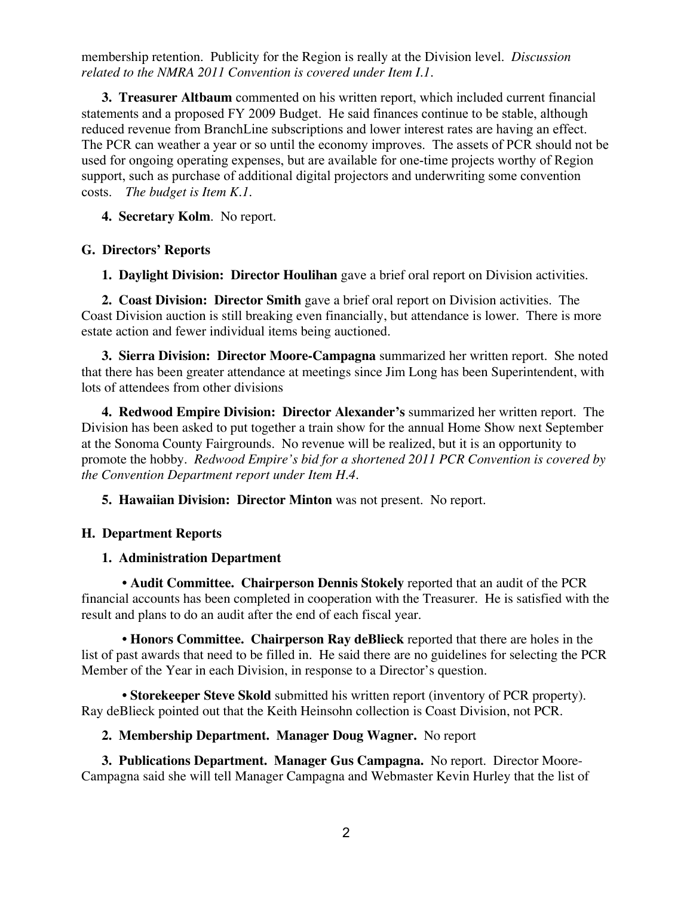membership retention. Publicity for the Region is really at the Division level. *Discussion related to the NMRA 2011 Convention is covered under Item I.1.*

**3. Treasurer Altbaum** commented on his written report, which included current financial statements and a proposed FY 2009 Budget. He said finances continue to be stable, although reduced revenue from BranchLine subscriptions and lower interest rates are having an effect. The PCR can weather a year or so until the economy improves. The assets of PCR should not be used for ongoing operating expenses, but are available for one-time projects worthy of Region support, such as purchase of additional digital projectors and underwriting some convention costs. *The budget is Item K.1.*

**4. Secretary Kolm**. No report.

### G. Directors' Reports

**1. Daylight Division: Director Houlihan** gave a brief oral report on Division activities.

**2. Coast Division: Director Smith** gave a brief oral report on Division activities. The Coast Division auction is still breaking even financially, but attendance is lower. There is more estate action and fewer individual items being auctioned.

**3. Sierra Division: Director Moore-Campagna** summarized her written report. She noted that there has been greater attendance at meetings since Jim Long has been Superintendent, with lots of attendees from other divisions

**4. Redwood Empire Division: Director Alexander's** summarized her written report. The Division has been asked to put together a train show for the annual Home Show next September at the Sonoma County Fairgrounds. No revenue will be realized, but it is an opportunity to promote the hobby. *Redwood Empire's bid for a shortened 2011 PCR Convention is covered by the Convention Department report under Item H.4.*

**5. Hawaiian Division: Director Minton** was not present. No report.

### H. Department Reports

**1. Administration Department**

- **Audit Committee. Chairperson Dennis Stokely** reported that an audit of the PCR financial accounts has been completed in cooperation with the Treasurer. He is satisfied with the result and plans to do an audit after the end of each fiscal year.

- **Honors Committee. Chairperson Ray deBlieck** reported that there are holes in the list of past awards that need to be filled in. He said there are no guidelines for selecting the PCR Member of the Year in each Division, in response to a Director's question.

- **Storekeeper Steve Skold** submitted his written report (inventory of PCR property). Ray deBlieck pointed out that the Keith Heinsohn collection is Coast Division, not PCR.

**2. Membership Department. Manager Doug Wagner.** No report

**3. Publications Department. Manager Gus Campagna.** No report. Director Moore-Campagna said she will tell Manager Campagna and Webmaster Kevin Hurley that the list of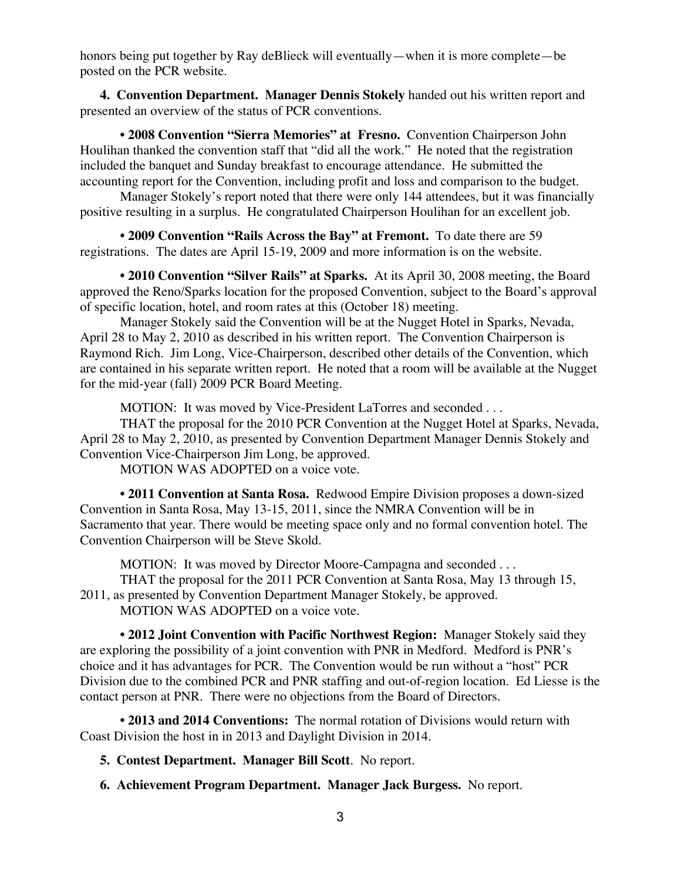honors being put together by Ray deBlieck will eventually—when it is more complete—be posted on the PCR website.

**4. Convention Department. Manager Dennis Stokely** handed out his written report and presented an overview of the status of PCR conventions.

**• 2008 Convention "Sierra Memories" at Fresno.** Convention Chairperson John Houlihan thanked the convention staff that "did all the work." He noted that the registration included the banquet and Sunday breakfast to encourage attendance. He submitted the accounting report for the Convention, including profit and loss and comparison to the budget.

Manager Stokely's report noted that there were only 144 attendees, but it was financially positive resulting in a surplus. He congratulated Chairperson Houlihan for an excellent job.

**• 2009 Convention "Rails Across the Bay" at Fremont.** To date there are 59 registrations. The dates are April 15-19, 2009 and more information is on the website.

**• 2010 Convention "Silver Rails" at Sparks.** At its April 30, 2008 meeting, the Board approved the Reno/Sparks location for the proposed Convention, subject to the Board's approval of specific location, hotel, and room rates at this (October 18) meeting.

Manager Stokely said the Convention will be at the Nugget Hotel in Sparks, Nevada, April 28 to May 2, 2010 as described in his written report. The Convention Chairperson is Raymond Rich. Jim Long, Vice-Chairperson, described other details of the Convention, which are contained in his separate written report. He noted that a room will be available at the Nugget for the mid-year (fall) 2009 PCR Board Meeting.

MOTION: It was moved by Vice-President LaTorres and seconded . . .

THAT the proposal for the 2010 PCR Convention at the Nugget Hotel at Sparks, Nevada, April 28 to May 2, 2010, as presented by Convention Department Manager Dennis Stokely and Convention Vice-Chairperson Jim Long, be approved.

MOTION WAS ADOPTED on a voice vote.

**• 2011 Convention at Santa Rosa.** Redwood Empire Division proposes a down-sized Convention in Santa Rosa, May 13-15, 2011, since the NMRA Convention will be in Sacramento that year. There would be meeting space only and no formal convention hotel. The Convention Chairperson will be Steve Skold.

MOTION: It was moved by Director Moore-Campagna and seconded . . .

THAT the proposal for the 2011 PCR Convention at Santa Rosa, May 13 through 15, 2011, as presented by Convention Department Manager Stokely, be approved.

MOTION WAS ADOPTED on a voice vote.

**• 2012 Joint Convention with Pacific Northwest Region:** Manager Stokely said they are exploring the possibility of a joint convention with PNR in Medford. Medford is PNR's choice and it has advantages for PCR. The Convention would be run without a "host" PCR Division due to the combined PCR and PNR staffing and out-of-region location. Ed Liesse is the contact person at PNR. There were no objections from the Board of Directors.

**• 2013 and 2014 Conventions:** The normal rotation of Divisions would return with Coast Division the host in in 2013 and Daylight Division in 2014.

**5. Contest Department. Manager Bill Scott**. No report.

**6. Achievement Program Department. Manager Jack Burgess.** No report.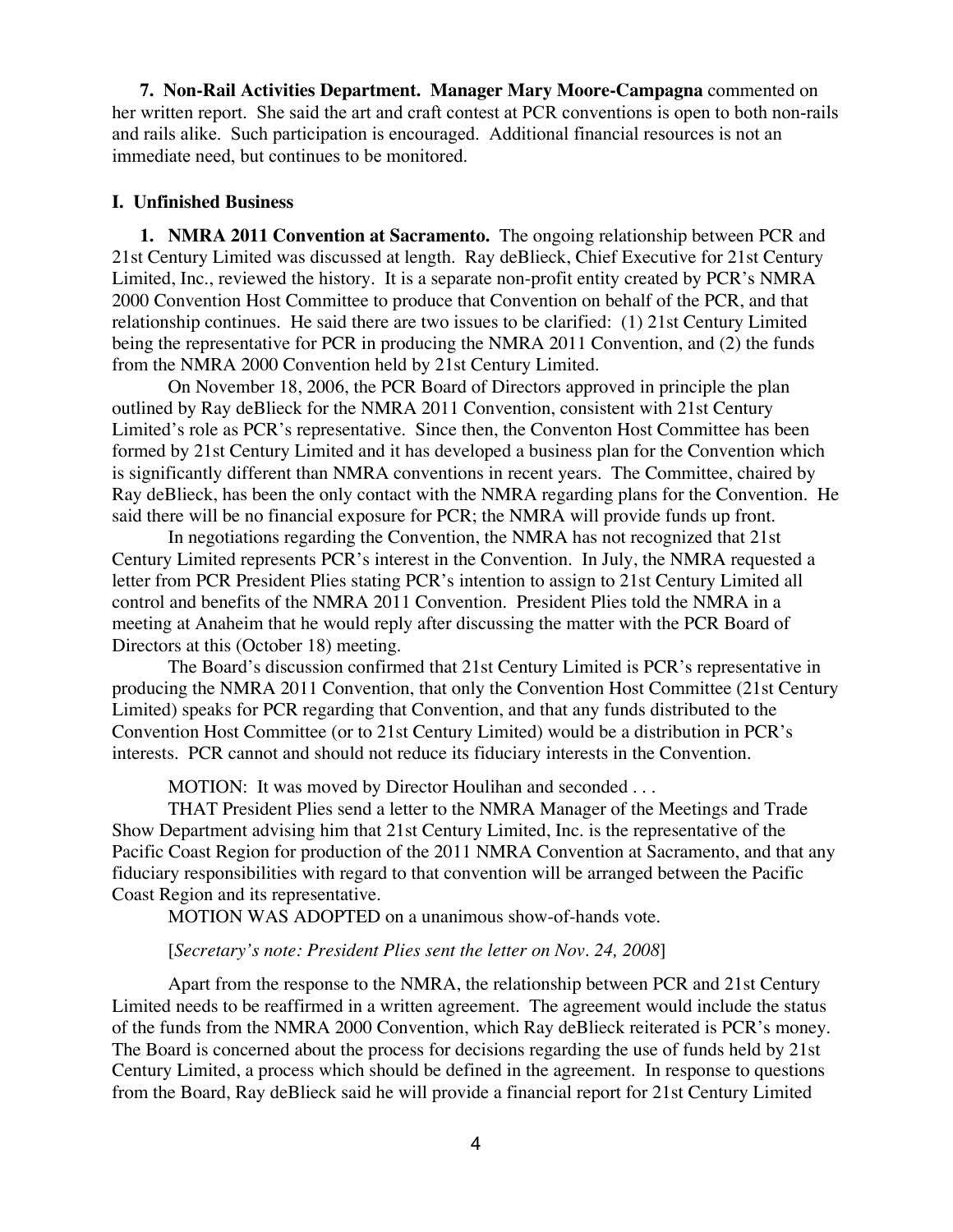**7. Non-Rail Activities Department. Manager Mary Moore-Campagna** commented on her written report. She said the art and craft contest at PCR conventions is open to both non-rails and rails alike. Such participation is encouraged. Additional financial resources is not an immediate need, but continues to be monitored.

## I. Unfinished Business

**1. NMRA 2011 Convention at Sacramento.** The ongoing relationship between PCR and 21st Century Limited was discussed at length. Ray deBlieck, Chief Executive for 21st Century Limited, Inc., reviewed the history. It is a separate non-profit entity created by PCR's NMRA 2000 Convention Host Committee to produce that Convention on behalf of the PCR, and that relationship continues. He said there are two issues to be clarified: (1) 21st Century Limited being the representative for PCR in producing the NMRA 2011 Convention, and (2) the funds from the NMRA 2000 Convention held by 21st Century Limited.

On November 18, 2006, the PCR Board of Directors approved in principle the plan outlined by Ray deBlieck for the NMRA 2011 Convention, consistent with 21st Century Limited's role as PCR's representative. Since then, the Conventon Host Committee has been formed by 21st Century Limited and it has developed a business plan for the Convention which is significantly different than NMRA conventions in recent years. The Committee, chaired by Ray deBlieck, has been the only contact with the NMRA regarding plans for the Convention. He said there will be no financial exposure for PCR; the NMRA will provide funds up front.

In negotiations regarding the Convention, the NMRA has not recognized that 21st Century Limited represents PCR's interest in the Convention. In July, the NMRA requested a letter from PCR President Plies stating PCR's intention to assign to 21st Century Limited all control and benefits of the NMRA 2011 Convention. President Plies told the NMRA in a meeting at Anaheim that he would reply after discussing the matter with the PCR Board of Directors at this (October 18) meeting.

The Board's discussion confirmed that 21st Century Limited is PCR's representative in producing the NMRA 2011 Convention, that only the Convention Host Committee (21st Century Limited) speaks for PCR regarding that Convention, and that any funds distributed to the Convention Host Committee (or to 21st Century Limited) would be a distribution in PCR's interests. PCR cannot and should not reduce its fiduciary interests in the Convention.

MOTION: It was moved by Director Houlihan and seconded . . .

THAT President Plies send a letter to the NMRA Manager of the Meetings and Trade Show Department advising him that 21st Century Limited, Inc. is the representative of the Pacific Coast Region for production of the 2011 NMRA Convention at Sacramento, and that any fiduciary responsibilities with regard to that convention will be arranged between the Pacific Coast Region and its representative.

MOTION WAS ADOPTED on a unanimous show-of-hands vote.

[*Secretary's note: President Plies sent the letter on Nov. 24, 2008*]

Apart from the response to the NMRA, the relationship between PCR and 21st Century Limited needs to be reaffirmed in a written agreement. The agreement would include the status of the funds from the NMRA 2000 Convention, which Ray deBlieck reiterated is PCR's money. The Board is concerned about the process for decisions regarding the use of funds held by 21st Century Limited, a process which should be defined in the agreement. In response to questions from the Board, Ray deBlieck said he will provide a financial report for 21st Century Limited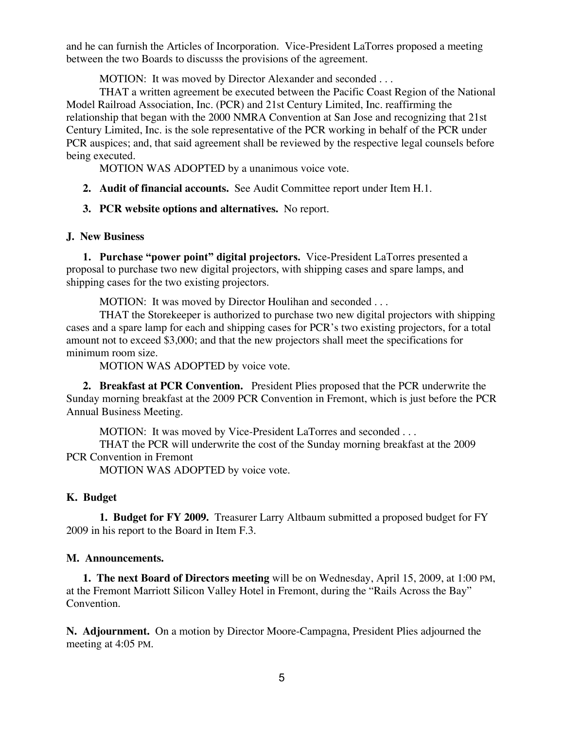and he can furnish the Articles of Incorporation. Vice-President LaTorres proposed a meeting between the two Boards to discusss the provisions of the agreement.

MOTION: It was moved by Director Alexander and seconded . . .

THAT a written agreement be executed between the Pacific Coast Region of the National Model Railroad Association, Inc. (PCR) and 21st Century Limited, Inc. reaffirming the relationship that began with the 2000 NMRA Convention at San Jose and recognizing that 21st Century Limited, Inc. is the sole representative of the PCR working in behalf of the PCR under PCR auspices; and, that said agreement shall be reviewed by the respective legal counsels before being executed.

MOTION WAS ADOPTED by a unanimous voice vote.

2. **Audit of financial accounts.** See Audit Committee report under Item H.1.

3. **PCR website options and alternatives.** No report.

**J. New Business**

1. **Purchase "power point" digital projectors.** Vice-President LaTorres presented a proposal to purchase two new digital projectors, with shipping cases and spare lamps, and shipping cases for the two existing projectors.

MOTION: It was moved by Director Houlihan and seconded . . .

THAT the Storekeeper is authorized to purchase two new digital projectors with shipping cases and a spare lamp for each and shipping cases for PCR's two existing projectors, for a total amount not to exceed $3,000; and that the new projectors shall meet the specifications for minimum room size.

MOTION WAS ADOPTED by voice vote.

2. **Breakfast at PCR Convention.** President Plies proposed that the PCR underwrite the Sunday morning breakfast at the 2009 PCR Convention in Fremont, which is just before the PCR Annual Business Meeting.

MOTION: It was moved by Vice-President LaTorres and seconded . . .

THAT the PCR will underwrite the cost of the Sunday morning breakfast at the 2009 PCR Convention in Fremont

MOTION WAS ADOPTED by voice vote.

**K. Budget**

1. **Budget for FY 2009.** Treasurer Larry Altbaum submitted a proposed budget for FY 2009 in his report to the Board in Item F.3.

**M. Announcements.**

1. **The next Board of Directors meeting** will be on Wednesday, April 15, 2009, at 1:00 PM, at the Fremont Marriott Silicon Valley Hotel in Fremont, during the "Rails Across the Bay" Convention.

**N. Adjournment.** On a motion by Director Moore-Campagna, President Plies adjourned the meeting at 4:05 PM.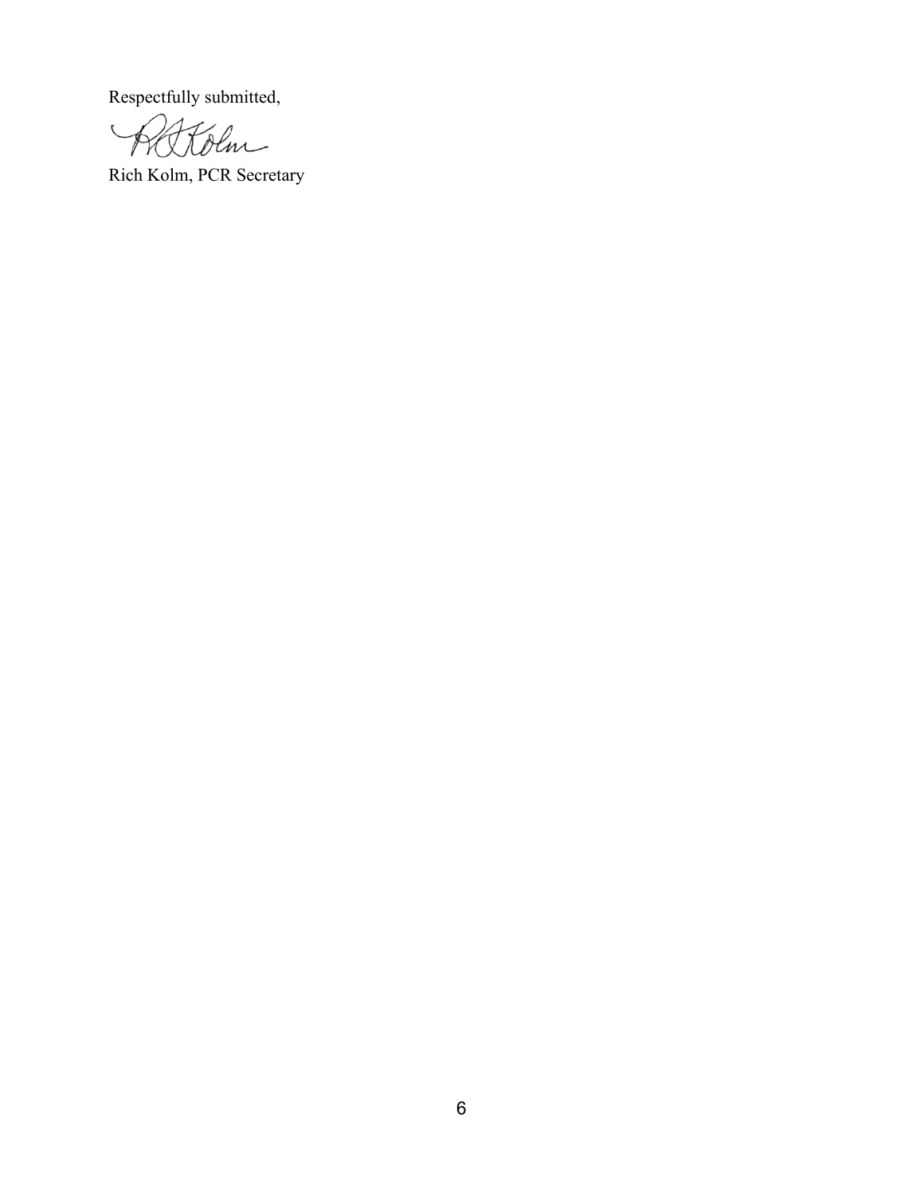Respectfully submitted,

Rich Kolm, PCR Secretary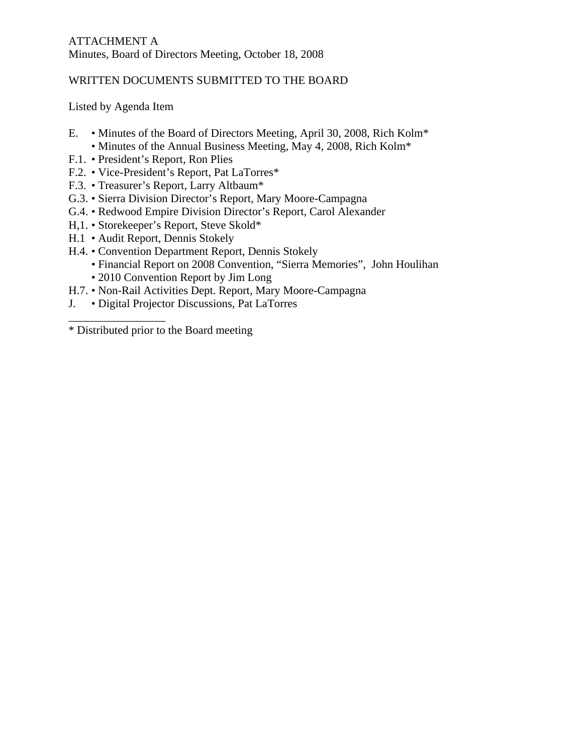ATTACHMENT A
Minutes, Board of Directors Meeting, October 18, 2008

WRITTEN DOCUMENTS SUBMITTED TO THE BOARD

Listed by Agenda Item

E. • Minutes of the Board of Directors Meeting, April 30, 2008, Rich Kolm*
  • Minutes of the Annual Business Meeting, May 4, 2008, Rich Kolm*
F.1. • President's Report, Ron Plies
F.2. • Vice-President's Report, Pat LaTorres*
F.3. • Treasurer's Report, Larry Altbaum*
G.3. • Sierra Division Director's Report, Mary Moore-Campagna
G.4. • Redwood Empire Division Director's Report, Carol Alexander
H,1. • Storekeeper's Report, Steve Skold*
H.1 • Audit Report, Dennis Stokely
H.4. • Convention Department Report, Dennis Stokely
  • Financial Report on 2008 Convention, "Sierra Memories", John Houlihan
  • 2010 Convention Report by Jim Long
H.7. • Non-Rail Activities Dept. Report, Mary Moore-Campagna
J. • Digital Projector Discussions, Pat LaTorres

________________

* Distributed prior to the Board meeting